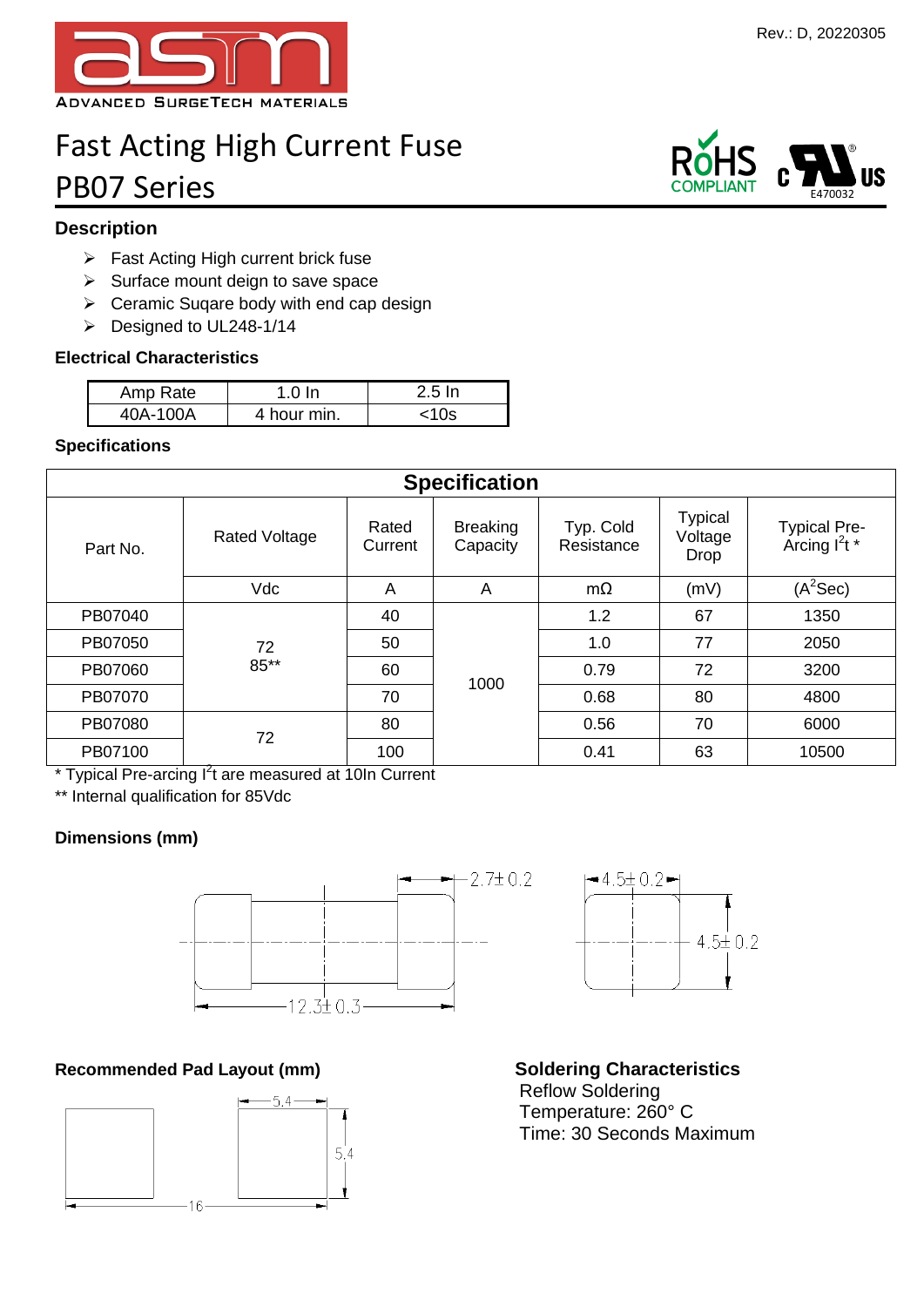Rev.: D, 20220305

ADVANCED SURGETECH MATERIALS

# Fast Acting High Current Fuse
# PB07 Series

RoHS COMPLIANT    c UL US E470032

### Description

- Fast Acting High current brick fuse
- Surface mount deign to save space
- Ceramic Suqare body with end cap design
- Designed to UL248-1/14

### Electrical Characteristics

| Amp Rate | 1.0 In | 2.5 In |
|---|---|---|
| 40A-100A | 4 hour min. | <10s |

### Specifications

| Part No. | Rated Voltage | Rated Current | Breaking Capacity | Typ. Cold Resistance | Typical Voltage Drop | Typical Pre-Arcing $I^2t$ * |
|---|---|---|---|---|---|---|
| | Vdc | A | A | mΩ | (mV) | ($A^2$Sec) |
| PB07040 | 72<br>85** | 40 | 1000 | 1.2 | 67 | 1350 |
| PB07050 | | 50 | | 1.0 | 77 | 2050 |
| PB07060 | | 60 | | 0.79 | 72 | 3200 |
| PB07070 | | 70 | | 0.68 | 80 | 4800 |
| PB07080 | 72 | 80 | | 0.56 | 70 | 6000 |
| PB07100 | | 100 | | 0.41 | 63 | 10500 |

\* Typical Pre-arcing $I^2t$ are measured at 10In Current

\*\* Internal qualification for 85Vdc

### Dimensions (mm)

2.7±0.2

12.3±0.3

4.5±0.2

4.5±0.2

### Recommended Pad Layout (mm)

5.4

5.4

16

### Soldering Characteristics

Reflow Soldering
Temperature: 260° C
Time: 30 Seconds Maximum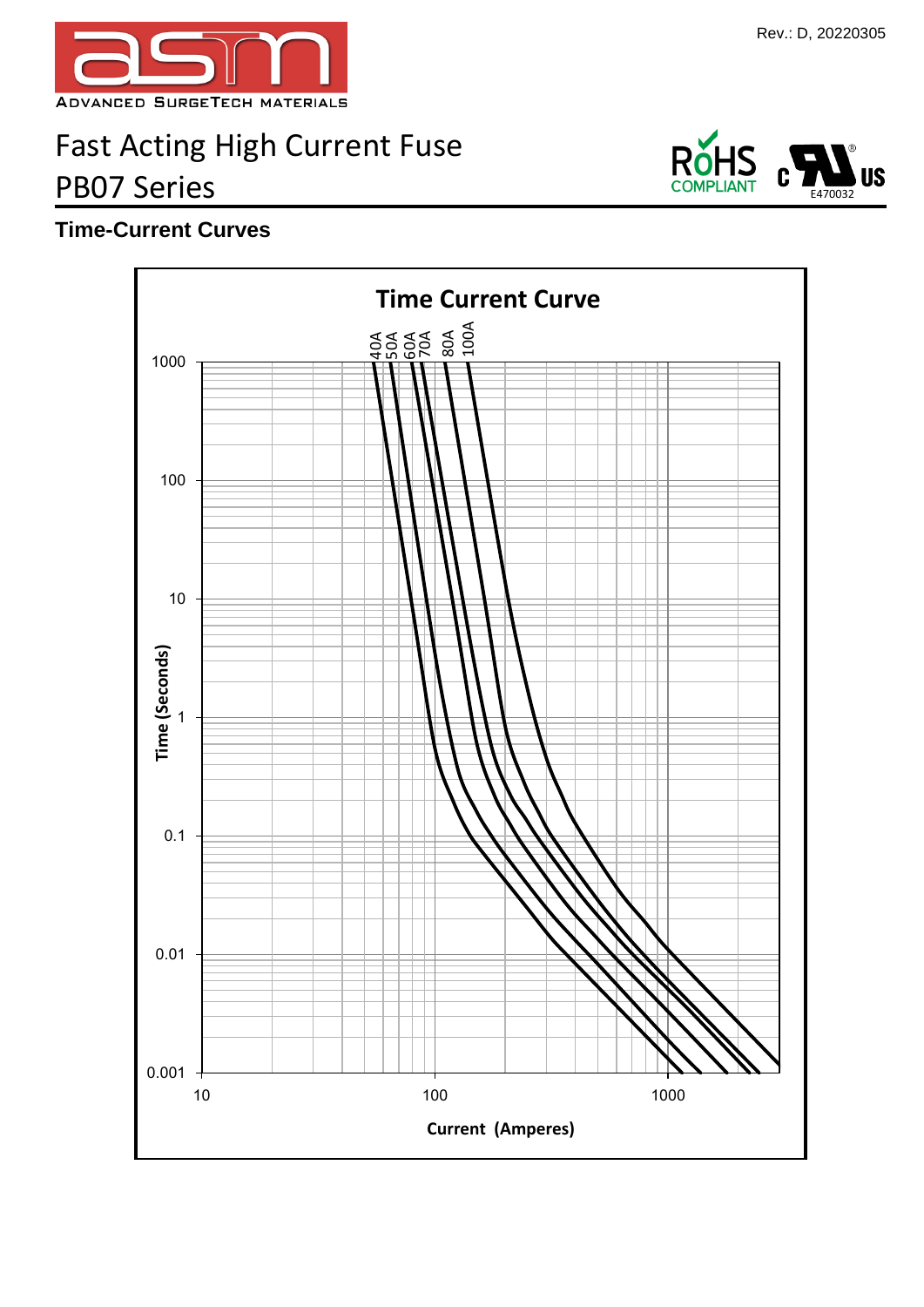# Fast Acting High Current Fuse
# PB07 Series

## Time-Current Curves

**Time Current Curve**

40A 50A 60A 70A 80A 100A

Time (Seconds): 1000, 100, 10, 1, 0.1, 0.01, 0.001

Current (Amperes): 10, 100, 1000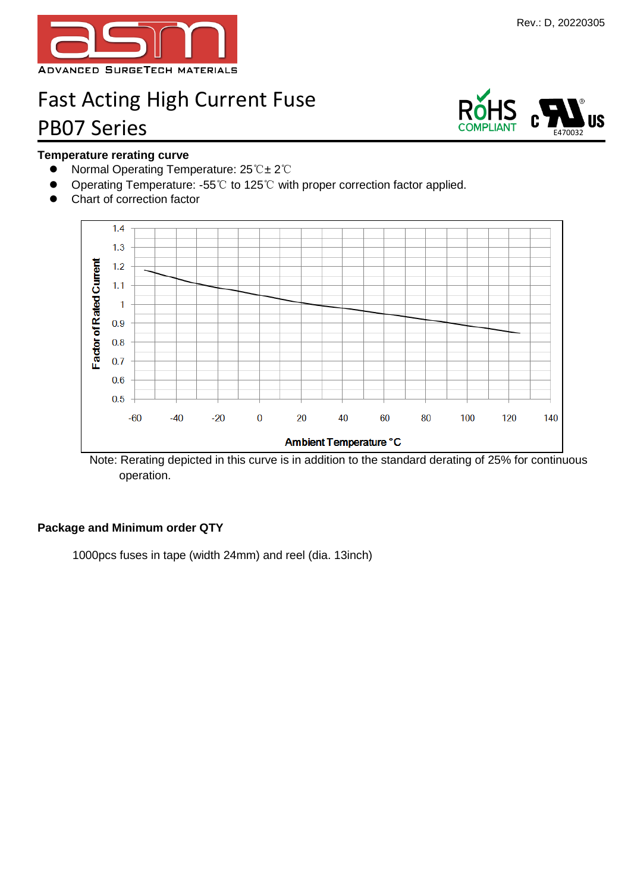# Fast Acting High Current Fuse
# PB07 Series

RoHS COMPLIANT

c US E470032

**Temperature rerating curve**

- Normal Operating Temperature: 25℃± 2℃
- Operating Temperature: -55℃ to 125℃ with proper correction factor applied.
- Chart of correction factor

Factor of Rated Current

1.4
1.3
1.2
1.1
1
0.9
0.8
0.7
0.6
0.5

-60 -40 -20 0 20 40 60 80 100 120 140

Ambient Temperature °C

Note: Rerating depicted in this curve is in addition to the standard derating of 25% for continuous operation.

**Package and Minimum order QTY**

1000pcs fuses in tape (width 24mm) and reel (dia. 13inch)